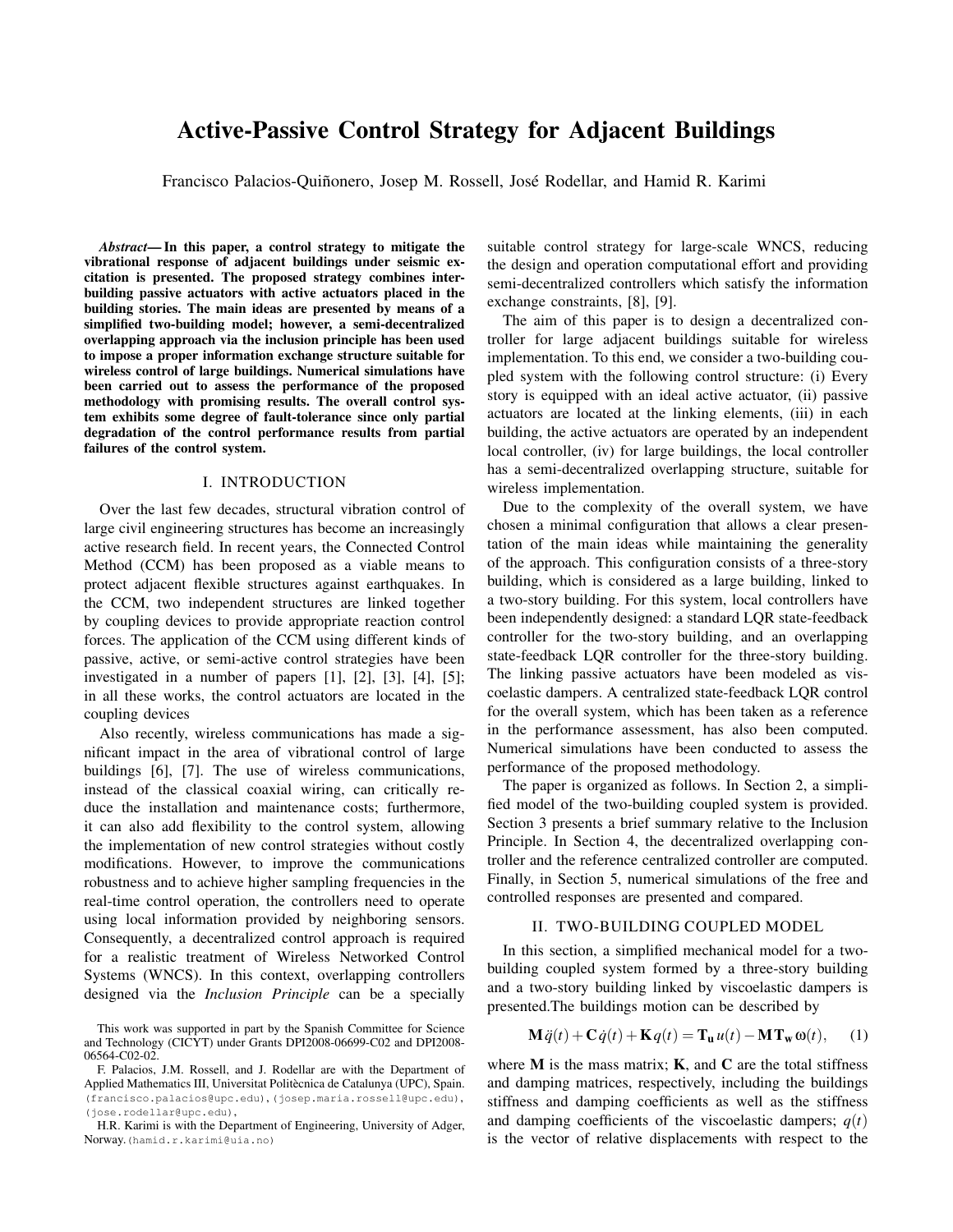# Active-Passive Control Strategy for Adjacent Buildings

Francisco Palacios-Quiñonero, Josep M. Rossell, José Rodellar, and Hamid R. Karimi

***Abstract*— In this paper, a control strategy to mitigate the vibrational response of adjacent buildings under seismic excitation is presented. The proposed strategy combines inter-building passive actuators with active actuators placed in the building stories. The main ideas are presented by means of a simplified two-building model; however, a semi-decentralized overlapping approach via the inclusion principle has been used to impose a proper information exchange structure suitable for wireless control of large buildings. Numerical simulations have been carried out to assess the performance of the proposed methodology with promising results. The overall control system exhibits some degree of fault-tolerance since only partial degradation of the control performance results from partial failures of the control system.**

## I. INTRODUCTION

Over the last few decades, structural vibration control of large civil engineering structures has become an increasingly active research field. In recent years, the Connected Control Method (CCM) has been proposed as a viable means to protect adjacent flexible structures against earthquakes. In the CCM, two independent structures are linked together by coupling devices to provide appropriate reaction control forces. The application of the CCM using different kinds of passive, active, or semi-active control strategies have been investigated in a number of papers [1], [2], [3], [4], [5]; in all these works, the control actuators are located in the coupling devices

Also recently, wireless communications has made a significant impact in the area of vibrational control of large buildings [6], [7]. The use of wireless communications, instead of the classical coaxial wiring, can critically reduce the installation and maintenance costs; furthermore, it can also add flexibility to the control system, allowing the implementation of new control strategies without costly modifications. However, to improve the communications robustness and to achieve higher sampling frequencies in the real-time control operation, the controllers need to operate using local information provided by neighboring sensors. Consequently, a decentralized control approach is required for a realistic treatment of Wireless Networked Control Systems (WNCS). In this context, overlapping controllers designed via the *Inclusion Principle* can be a specially suitable control strategy for large-scale WNCS, reducing the design and operation computational effort and providing semi-decentralized controllers which satisfy the information exchange constraints, [8], [9].

The aim of this paper is to design a decentralized controller for large adjacent buildings suitable for wireless implementation. To this end, we consider a two-building coupled system with the following control structure: (i) Every story is equipped with an ideal active actuator, (ii) passive actuators are located at the linking elements, (iii) in each building, the active actuators are operated by an independent local controller, (iv) for large buildings, the local controller has a semi-decentralized overlapping structure, suitable for wireless implementation.

Due to the complexity of the overall system, we have chosen a minimal configuration that allows a clear presentation of the main ideas while maintaining the generality of the approach. This configuration consists of a three-story building, which is considered as a large building, linked to a two-story building. For this system, local controllers have been independently designed: a standard LQR state-feedback controller for the two-story building, and an overlapping state-feedback LQR controller for the three-story building. The linking passive actuators have been modeled as viscoelastic dampers. A centralized state-feedback LQR control for the overall system, which has been taken as a reference in the performance assessment, has also been computed. Numerical simulations have been conducted to assess the performance of the proposed methodology.

The paper is organized as follows. In Section 2, a simplified model of the two-building coupled system is provided. Section 3 presents a brief summary relative to the Inclusion Principle. In Section 4, the decentralized overlapping controller and the reference centralized controller are computed. Finally, in Section 5, numerical simulations of the free and controlled responses are presented and compared.

## II. TWO-BUILDING COUPLED MODEL

In this section, a simplified mechanical model for a two-building coupled system formed by a three-story building and a two-story building linked by viscoelastic dampers is presented.The buildings motion can be described by

$$\mathbf{M}\,\ddot{q}(t) + \mathbf{C}\,\dot{q}(t) + \mathbf{K}\,q(t) = \mathbf{T_u}\,u(t) - \mathbf{M}\,\mathbf{T_w}\,\omega(t), \quad (1)$$

where $\mathbf{M}$ is the mass matrix; $\mathbf{K}$, and $\mathbf{C}$ are the total stiffness and damping matrices, respectively, including the buildings stiffness and damping coefficients as well as the stiffness and damping coefficients of the viscoelastic dampers; $q(t)$ is the vector of relative displacements with respect to the

This work was supported in part by the Spanish Committee for Science and Technology (CICYT) under Grants DPI2008-06699-C02 and DPI2008-06564-C02-02.

F. Palacios, J.M. Rossell, and J. Rodellar are with the Department of Applied Mathematics III, Universitat Politècnica de Catalunya (UPC), Spain. (francisco.palacios@upc.edu), (josep.maria.rossell@upc.edu), (jose.rodellar@upc.edu),

H.R. Karimi is with the Department of Engineering, University of Adger, Norway. (hamid.r.karimi@uia.no)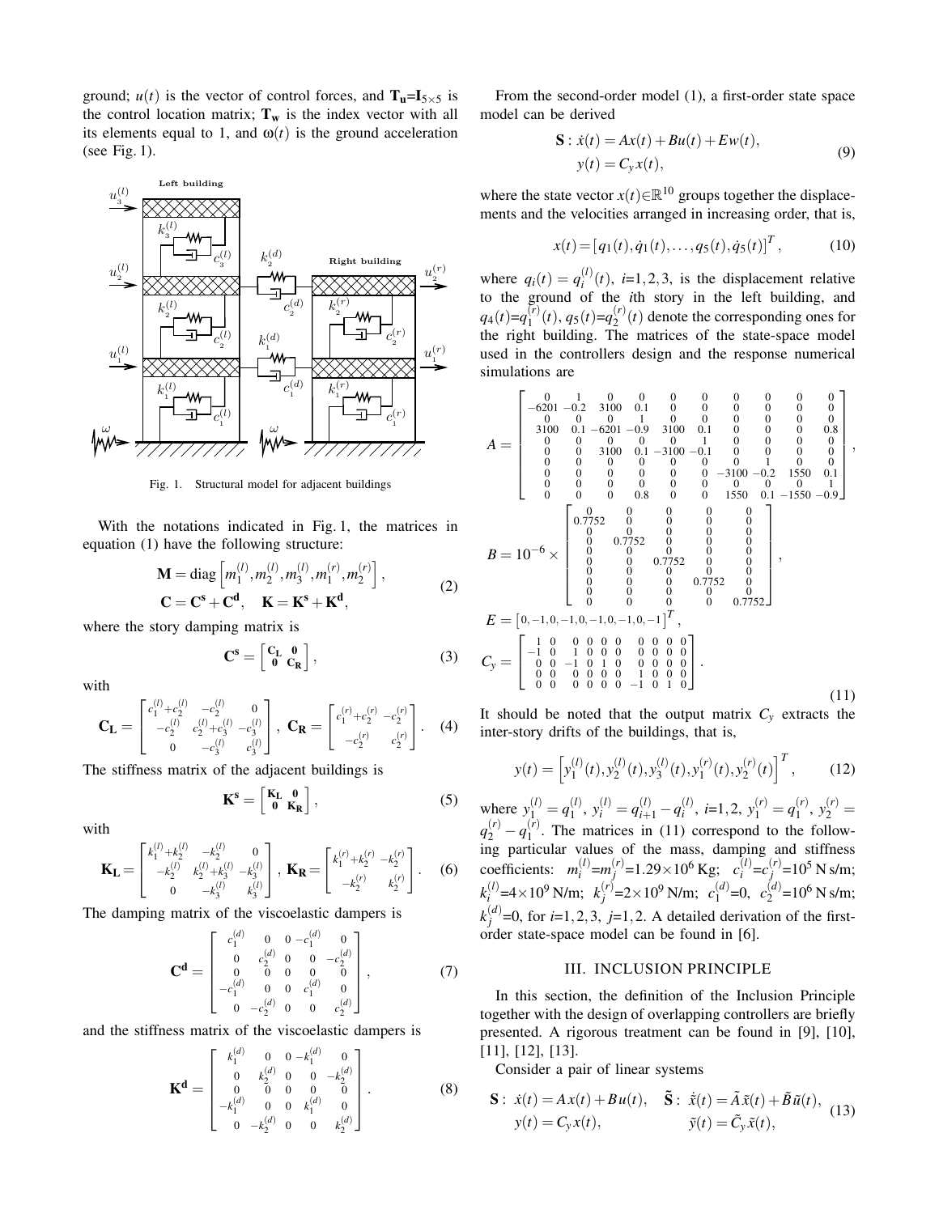ground; $u(t)$ is the vector of control forces, and $\mathbf{T_u}$=$\mathbf{I}_{5\times 5}$ is the control location matrix; $\mathbf{T_w}$ is the index vector with all its elements equal to 1, and $\omega(t)$ is the ground acceleration (see Fig. 1).

Fig. 1. Structural model for adjacent buildings

With the notations indicated in Fig. 1, the matrices in equation (1) have the following structure:

$$\mathbf{M} = \text{diag}\left[m_1^{(l)}, m_2^{(l)}, m_3^{(l)}, m_1^{(r)}, m_2^{(r)}\right],$$
$$\mathbf{C} = \mathbf{C^s} + \mathbf{C^d}, \quad \mathbf{K} = \mathbf{K^s} + \mathbf{K^d}, \tag{2}$$

where the story damping matrix is

$$\mathbf{C^s} = \begin{bmatrix} \mathbf{C_L} & \mathbf{0} \\ \mathbf{0} & \mathbf{C_R} \end{bmatrix}, \tag{3}$$

with

$$\mathbf{C_L} = \begin{bmatrix} c_1^{(l)}+c_2^{(l)} & -c_2^{(l)} & 0 \\ -c_2^{(l)} & c_2^{(l)}+c_3^{(l)} & -c_3^{(l)} \\ 0 & -c_3^{(l)} & c_3^{(l)} \end{bmatrix}, \ \mathbf{C_R} = \begin{bmatrix} c_1^{(r)}+c_2^{(r)} & -c_2^{(r)} \\ -c_2^{(r)} & c_2^{(r)} \end{bmatrix}. \tag{4}$$

The stiffness matrix of the adjacent buildings is

$$\mathbf{K^s} = \begin{bmatrix} \mathbf{K_L} & \mathbf{0} \\ \mathbf{0} & \mathbf{K_R} \end{bmatrix}, \tag{5}$$

with

$$\mathbf{K_L} = \begin{bmatrix} k_1^{(l)}+k_2^{(l)} & -k_2^{(l)} & 0 \\ -k_2^{(l)} & k_2^{(l)}+k_3^{(l)} & -k_3^{(l)} \\ 0 & -k_3^{(l)} & k_3^{(l)} \end{bmatrix}, \ \mathbf{K_R} = \begin{bmatrix} k_1^{(r)}+k_2^{(r)} & -k_2^{(r)} \\ -k_2^{(r)} & k_2^{(r)} \end{bmatrix}. \tag{6}$$

The damping matrix of the viscoelastic dampers is

$$\mathbf{C^d} = \begin{bmatrix} c_1^{(d)} & 0 & 0 & -c_1^{(d)} & 0 \\ 0 & c_2^{(d)} & 0 & 0 & -c_2^{(d)} \\ 0 & 0 & 0 & 0 & 0 \\ -c_1^{(d)} & 0 & 0 & c_1^{(d)} & 0 \\ 0 & -c_2^{(d)} & 0 & 0 & c_2^{(d)} \end{bmatrix}, \tag{7}$$

and the stiffness matrix of the viscoelastic dampers is

$$\mathbf{K^d} = \begin{bmatrix} k_1^{(d)} & 0 & 0 & -k_1^{(d)} & 0 \\ 0 & k_2^{(d)} & 0 & 0 & -k_2^{(d)} \\ 0 & 0 & 0 & 0 & 0 \\ -k_1^{(d)} & 0 & 0 & k_1^{(d)} & 0 \\ 0 & -k_2^{(d)} & 0 & 0 & k_2^{(d)} \end{bmatrix}. \tag{8}$$

From the second-order model (1), a first-order state space model can be derived

$$\mathbf{S}: \ \dot{x}(t) = Ax(t) + Bu(t) + Ew(t),$$
$$y(t) = C_y x(t), \tag{9}$$

where the state vector $x(t) \in \mathbb{R}^{10}$ groups together the displacements and the velocities arranged in increasing order, that is,

$$x(t) = [q_1(t), \dot{q}_1(t), \ldots, q_5(t), \dot{q}_5(t)]^T, \tag{10}$$

where $q_i(t) = q_i^{(l)}(t)$, $i$=1,2,3, is the displacement relative to the ground of the $i$th story in the left building, and $q_4(t)$=$q_1^{(r)}(t)$, $q_5(t)$=$q_2^{(r)}(t)$ denote the corresponding ones for the right building. The matrices of the state-space model used in the controllers design and the response numerical simulations are

$$A = \begin{bmatrix} 0 & 1 & 0 & 0 & 0 & 0 & 0 & 0 & 0 & 0 \\ -6201 & -0.2 & 3100 & 0.1 & 0 & 0 & 0 & 0 & 0 & 0 \\ 0 & 0 & 0 & 1 & 0 & 0 & 0 & 0 & 0 & 0 \\ 3100 & 0.1 & -6201 & -0.9 & 3100 & 0.1 & 0 & 0 & 0 & 0.8 \\ 0 & 0 & 0 & 0 & 0 & 1 & 0 & 0 & 0 & 0 \\ 0 & 0 & 3100 & 0.1 & -3100 & -0.1 & 0 & 0 & 0 & 0 \\ 0 & 0 & 0 & 0 & 0 & 0 & 0 & 1 & 0 & 0 \\ 0 & 0 & 0 & 0 & 0 & 0 & -3100 & -0.2 & 1550 & 0.1 \\ 0 & 0 & 0 & 0 & 0 & 0 & 0 & 0 & 0 & 1 \\ 0 & 0 & 0 & 0.8 & 0 & 0 & 1550 & 0.1 & -1550 & -0.9 \end{bmatrix},$$

$$B = 10^{-6} \times \begin{bmatrix} 0 & 0 & 0 & 0 & 0 \\ 0.7752 & 0 & 0 & 0 & 0 \\ 0 & 0 & 0 & 0 & 0 \\ 0 & 0.7752 & 0 & 0 & 0 \\ 0 & 0 & 0 & 0 & 0 \\ 0 & 0 & 0.7752 & 0 & 0 \\ 0 & 0 & 0 & 0 & 0 \\ 0 & 0 & 0 & 0.7752 & 0 \\ 0 & 0 & 0 & 0 & 0 \\ 0 & 0 & 0 & 0 & 0.7752 \end{bmatrix},$$

$$E = [0, -1, 0, -1, 0, -1, 0, -1, 0, -1]^T,$$

$$C_y = \begin{bmatrix} 1 & 0 & 0 & 0 & 0 & 0 & 0 & 0 & 0 & 0 \\ -1 & 0 & 1 & 0 & 0 & 0 & 0 & 0 & 0 & 0 \\ 0 & 0 & -1 & 0 & 1 & 0 & 0 & 0 & 0 & 0 \\ 0 & 0 & 0 & 0 & 0 & 0 & 1 & 0 & 0 & 0 \\ 0 & 0 & 0 & 0 & 0 & 0 & -1 & 0 & 1 & 0 \end{bmatrix}. \tag{11}$$

It should be noted that the output matrix $C_y$ extracts the inter-story drifts of the buildings, that is,

$$y(t) = \left[y_1^{(l)}(t), y_2^{(l)}(t), y_3^{(l)}(t), y_1^{(r)}(t), y_2^{(r)}(t)\right]^T, \tag{12}$$

where $y_1^{(l)} = q_1^{(l)}$, $y_i^{(l)} = q_{i+1}^{(l)} - q_i^{(l)}$, $i$=1,2, $y_1^{(r)} = q_1^{(r)}$, $y_2^{(r)} = q_2^{(r)} - q_1^{(r)}$. The matrices in (11) correspond to the following particular values of the mass, damping and stiffness coefficients: $m_i^{(l)}$=$m_j^{(r)}$=1.29×10$^6$ Kg; $c_i^{(l)}$=$c_j^{(r)}$=10$^5$ N s/m; $k_i^{(l)}$=4×10$^9$ N/m; $k_j^{(r)}$=2×10$^9$ N/m; $c_1^{(d)}$=0, $c_2^{(d)}$=10$^6$ N s/m; $k_j^{(d)}$=0, for $i$=1,2,3, $j$=1,2. A detailed derivation of the first-order state-space model can be found in [6].

## III. INCLUSION PRINCIPLE

In this section, the definition of the Inclusion Principle together with the design of overlapping controllers are briefly presented. A rigorous treatment can be found in [9], [10], [11], [12], [13].

Consider a pair of linear systems

$$\mathbf{S}: \ \dot{x}(t) = A\,x(t) + Bu(t), \quad \tilde{\mathbf{S}}: \ \dot{\tilde{x}}(t) = \tilde{A}\,\tilde{x}(t) + \tilde{B}\,\tilde{u}(t),$$
$$y(t) = C_y x(t), \qquad\qquad\qquad \tilde{y}(t) = \tilde{C}_y \tilde{x}(t), \tag{13}$$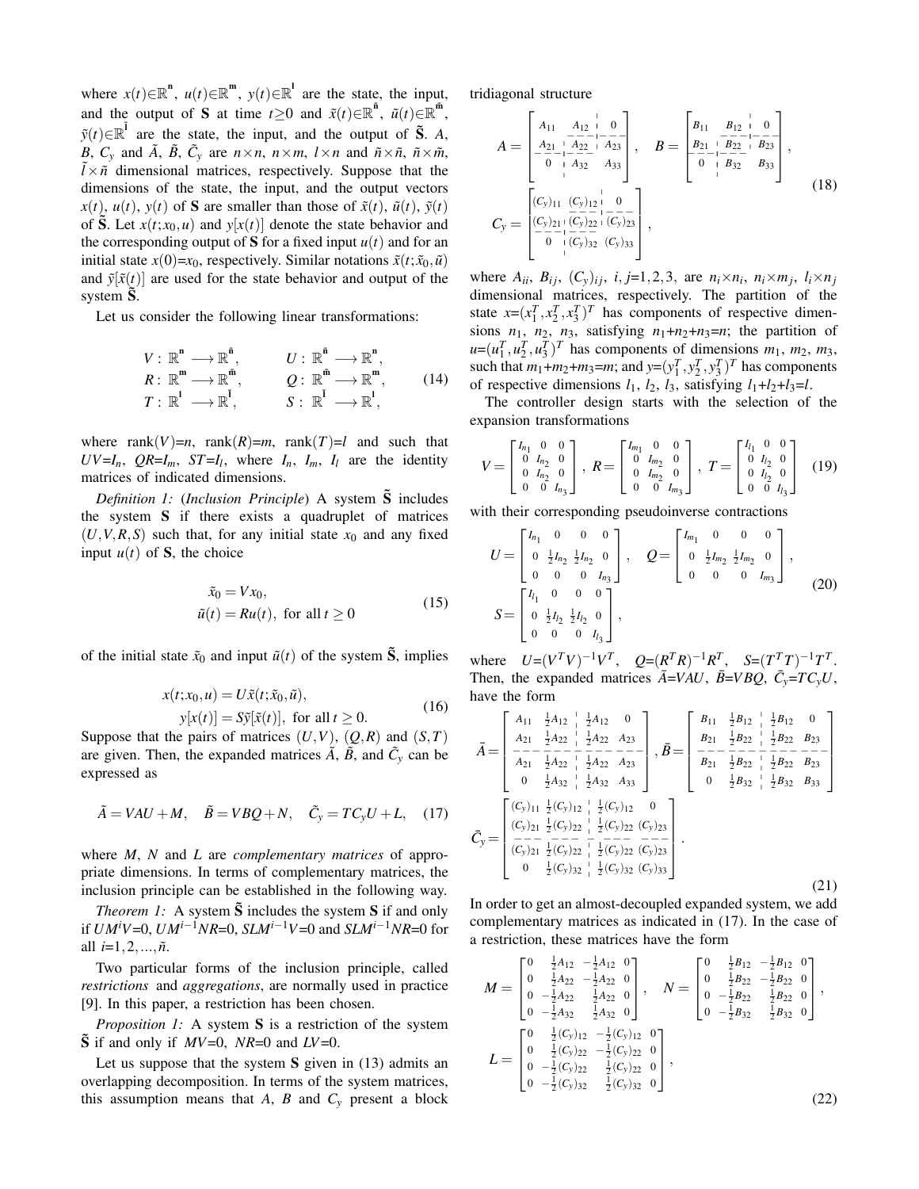where $x(t) \in \mathbb{R}^n$, $u(t) \in \mathbb{R}^m$, $y(t) \in \mathbb{R}^l$ are the state, the input, and the output of $\mathbf{S}$ at time $t \geq 0$ and $\tilde{x}(t) \in \mathbb{R}^{\tilde{n}}$, $\tilde{u}(t) \in \mathbb{R}^{\tilde{m}}$, $\tilde{y}(t) \in \mathbb{R}^{\tilde{l}}$ are the state, the input, and the output of $\tilde{\mathbf{S}}$. $A$, $B$, $C_y$ and $\tilde{A}$, $\tilde{B}$, $\tilde{C}_y$ are $n \times n$, $n \times m$, $l \times n$ and $\tilde{n} \times \tilde{n}$, $\tilde{n} \times \tilde{m}$, $\tilde{l} \times \tilde{n}$ dimensional matrices, respectively. Suppose that the dimensions of the state, the input, and the output vectors $x(t)$, $u(t)$, $y(t)$ of $\mathbf{S}$ are smaller than those of $\tilde{x}(t)$, $\tilde{u}(t)$, $\tilde{y}(t)$ of $\tilde{\mathbf{S}}$. Let $x(t; x_0, u)$ and $y[x(t)]$ denote the state behavior and the corresponding output of $\mathbf{S}$ for a fixed input $u(t)$ and for an initial state $x(0) = x_0$, respectively. Similar notations $\tilde{x}(t; \tilde{x}_0, \tilde{u})$ and $\tilde{y}[\tilde{x}(t)]$ are used for the state behavior and output of the system $\tilde{\mathbf{S}}$.

Let us consider the following linear transformations:

$$
\begin{aligned}
V &: \mathbb{R}^n \longrightarrow \mathbb{R}^{\tilde{n}}, & U &: \mathbb{R}^{\tilde{n}} \longrightarrow \mathbb{R}^n, \\
R &: \mathbb{R}^m \longrightarrow \mathbb{R}^{\tilde{m}}, & Q &: \mathbb{R}^{\tilde{m}} \longrightarrow \mathbb{R}^m, \\
T &: \mathbb{R}^l \longrightarrow \mathbb{R}^{\tilde{l}}, & S &: \mathbb{R}^{\tilde{l}} \longrightarrow \mathbb{R}^l,
\end{aligned}
\tag{14}
$$

where $\mathrm{rank}(V) = n$, $\mathrm{rank}(R) = m$, $\mathrm{rank}(T) = l$ and such that $UV = I_n$, $QR = I_m$, $ST = I_l$, where $I_n$, $I_m$, $I_l$ are the identity matrices of indicated dimensions.

*Definition 1:* (*Inclusion Principle*) A system $\tilde{\mathbf{S}}$ includes the system $\mathbf{S}$ if there exists a quadruplet of matrices $(U, V, R, S)$ such that, for any initial state $x_0$ and any fixed input $u(t)$ of $\mathbf{S}$, the choice

$$
\begin{aligned}
\tilde{x}_0 &= V x_0, \\
\tilde{u}(t) &= R u(t), \text{ for all } t \geq 0
\end{aligned}
\tag{15}
$$

of the initial state $\tilde{x}_0$ and input $\tilde{u}(t)$ of the system $\tilde{\mathbf{S}}$, implies

$$
\begin{aligned}
x(t; x_0, u) &= U \tilde{x}(t; \tilde{x}_0, \tilde{u}), \\
y[x(t)] &= S \tilde{y}[\tilde{x}(t)], \text{ for all } t \geq 0.
\end{aligned}
\tag{16}
$$

Suppose that the pairs of matrices $(U, V)$, $(Q, R)$ and $(S, T)$ are given. Then, the expanded matrices $\tilde{A}$, $\tilde{B}$, and $\tilde{C}_y$ can be expressed as

$$
\tilde{A} = VAU + M, \quad \tilde{B} = VBQ + N, \quad \tilde{C}_y = TC_yU + L, \tag{17}
$$

where $M$, $N$ and $L$ are *complementary matrices* of appropriate dimensions. In terms of complementary matrices, the inclusion principle can be established in the following way.

*Theorem 1:* A system $\tilde{\mathbf{S}}$ includes the system $\mathbf{S}$ if and only if $UM^iV = 0$, $UM^{i-1}NR = 0$, $SLM^{i-1}V = 0$ and $SLM^{i-1}NR = 0$ for all $i = 1, 2, \ldots, \tilde{n}$.

Two particular forms of the inclusion principle, called *restrictions* and *aggregations*, are normally used in practice [9]. In this paper, a restriction has been chosen.

*Proposition 1:* A system $\mathbf{S}$ is a restriction of the system $\tilde{\mathbf{S}}$ if and only if $MV = 0$, $NR = 0$ and $LV = 0$.

Let us suppose that the system $\mathbf{S}$ given in (13) admits an overlapping decomposition. In terms of the system matrices, this assumption means that $A$, $B$ and $C_y$ present a block tridiagonal structure

$$
A = \begin{bmatrix} A_{11} & A_{12} & 0 \\ A_{21} & A_{22} & A_{23} \\ 0 & A_{32} & A_{33} \end{bmatrix}, \quad
B = \begin{bmatrix} B_{11} & B_{12} & 0 \\ B_{21} & B_{22} & B_{23} \\ 0 & B_{32} & B_{33} \end{bmatrix},
$$
$$
C_y = \begin{bmatrix} (C_y)_{11} & (C_y)_{12} & 0 \\ (C_y)_{21} & (C_y)_{22} & (C_y)_{23} \\ 0 & (C_y)_{32} & (C_y)_{33} \end{bmatrix},
\tag{18}
$$

where $A_{ii}$, $B_{ij}$, $(C_y)_{ij}$, $i, j = 1, 2, 3$, are $n_i \times n_i$, $n_i \times m_j$, $l_i \times n_j$ dimensional matrices, respectively. The partition of the state $x = (x_1^T, x_2^T, x_3^T)^T$ has components of respective dimensions $n_1$, $n_2$, $n_3$, satisfying $n_1 + n_2 + n_3 = n$; the partition of $u = (u_1^T, u_2^T, u_3^T)^T$ has components of dimensions $m_1$, $m_2$, $m_3$, such that $m_1 + m_2 + m_3 = m$; and $y = (y_1^T, y_2^T, y_3^T)^T$ has components of respective dimensions $l_1$, $l_2$, $l_3$, satisfying $l_1 + l_2 + l_3 = l$.

The controller design starts with the selection of the expansion transformations

$$
V = \begin{bmatrix} I_{n_1} & 0 & 0 \\ 0 & I_{n_2} & 0 \\ 0 & I_{n_2} & 0 \\ 0 & 0 & I_{n_3} \end{bmatrix}, \;
R = \begin{bmatrix} I_{m_1} & 0 & 0 \\ 0 & I_{m_2} & 0 \\ 0 & I_{m_2} & 0 \\ 0 & 0 & I_{m_3} \end{bmatrix}, \;
T = \begin{bmatrix} I_{l_1} & 0 & 0 \\ 0 & I_{l_2} & 0 \\ 0 & I_{l_2} & 0 \\ 0 & 0 & I_{l_3} \end{bmatrix}
\tag{19}
$$

with their corresponding pseudoinverse contractions

$$
U = \begin{bmatrix} I_{n_1} & 0 & 0 & 0 \\ 0 & \frac{1}{2}I_{n_2} & \frac{1}{2}I_{n_2} & 0 \\ 0 & 0 & 0 & I_{n_3} \end{bmatrix}, \quad
Q = \begin{bmatrix} I_{m_1} & 0 & 0 & 0 \\ 0 & \frac{1}{2}I_{m_2} & \frac{1}{2}I_{m_2} & 0 \\ 0 & 0 & 0 & I_{m_3} \end{bmatrix},
$$
$$
S = \begin{bmatrix} I_{l_1} & 0 & 0 & 0 \\ 0 & \frac{1}{2}I_{l_2} & \frac{1}{2}I_{l_2} & 0 \\ 0 & 0 & 0 & I_{l_3} \end{bmatrix},
\tag{20}
$$

where $U = (V^TV)^{-1}V^T$, $Q = (R^TR)^{-1}R^T$, $S = (T^TT)^{-1}T^T$. Then, the expanded matrices $\bar{A} = VAU$, $\bar{B} = VBQ$, $\bar{C}_y = TC_yU$, have the form

$$
\bar{A} = \begin{bmatrix} A_{11} & \frac{1}{2}A_{12} & \frac{1}{2}A_{12} & 0 \\ A_{21} & \frac{1}{2}A_{22} & \frac{1}{2}A_{22} & A_{23} \\ A_{21} & \frac{1}{2}A_{22} & \frac{1}{2}A_{22} & A_{23} \\ 0 & \frac{1}{2}A_{32} & \frac{1}{2}A_{32} & A_{33} \end{bmatrix}, \;
\bar{B} = \begin{bmatrix} B_{11} & \frac{1}{2}B_{12} & \frac{1}{2}B_{12} & 0 \\ B_{21} & \frac{1}{2}B_{22} & \frac{1}{2}B_{22} & B_{23} \\ B_{21} & \frac{1}{2}B_{22} & \frac{1}{2}B_{22} & B_{23} \\ 0 & \frac{1}{2}B_{32} & \frac{1}{2}B_{32} & B_{33} \end{bmatrix}
$$
$$
\bar{C}_y = \begin{bmatrix} (C_y)_{11} & \frac{1}{2}(C_y)_{12} & \frac{1}{2}(C_y)_{12} & 0 \\ (C_y)_{21} & \frac{1}{2}(C_y)_{22} & \frac{1}{2}(C_y)_{22} & (C_y)_{23} \\ (C_y)_{21} & \frac{1}{2}(C_y)_{22} & \frac{1}{2}(C_y)_{22} & (C_y)_{23} \\ 0 & \frac{1}{2}(C_y)_{32} & \frac{1}{2}(C_y)_{32} & (C_y)_{33} \end{bmatrix}.
\tag{21}
$$

In order to get an almost-decoupled expanded system, we add complementary matrices as indicated in (17). In the case of a restriction, these matrices have the form

$$
M = \begin{bmatrix} 0 & \frac{1}{2}A_{12} & -\frac{1}{2}A_{12} & 0 \\ 0 & \frac{1}{2}A_{22} & -\frac{1}{2}A_{22} & 0 \\ 0 & -\frac{1}{2}A_{22} & \frac{1}{2}A_{22} & 0 \\ 0 & -\frac{1}{2}A_{32} & \frac{1}{2}A_{32} & 0 \end{bmatrix}, \quad
N = \begin{bmatrix} 0 & \frac{1}{2}B_{12} & -\frac{1}{2}B_{12} & 0 \\ 0 & \frac{1}{2}B_{22} & -\frac{1}{2}B_{22} & 0 \\ 0 & -\frac{1}{2}B_{22} & \frac{1}{2}B_{22} & 0 \\ 0 & -\frac{1}{2}B_{32} & \frac{1}{2}B_{32} & 0 \end{bmatrix},
$$
$$
L = \begin{bmatrix} 0 & \frac{1}{2}(C_y)_{12} & -\frac{1}{2}(C_y)_{12} & 0 \\ 0 & \frac{1}{2}(C_y)_{22} & -\frac{1}{2}(C_y)_{22} & 0 \\ 0 & -\frac{1}{2}(C_y)_{22} & \frac{1}{2}(C_y)_{22} & 0 \\ 0 & -\frac{1}{2}(C_y)_{32} & \frac{1}{2}(C_y)_{32} & 0 \end{bmatrix},
\tag{22}
$$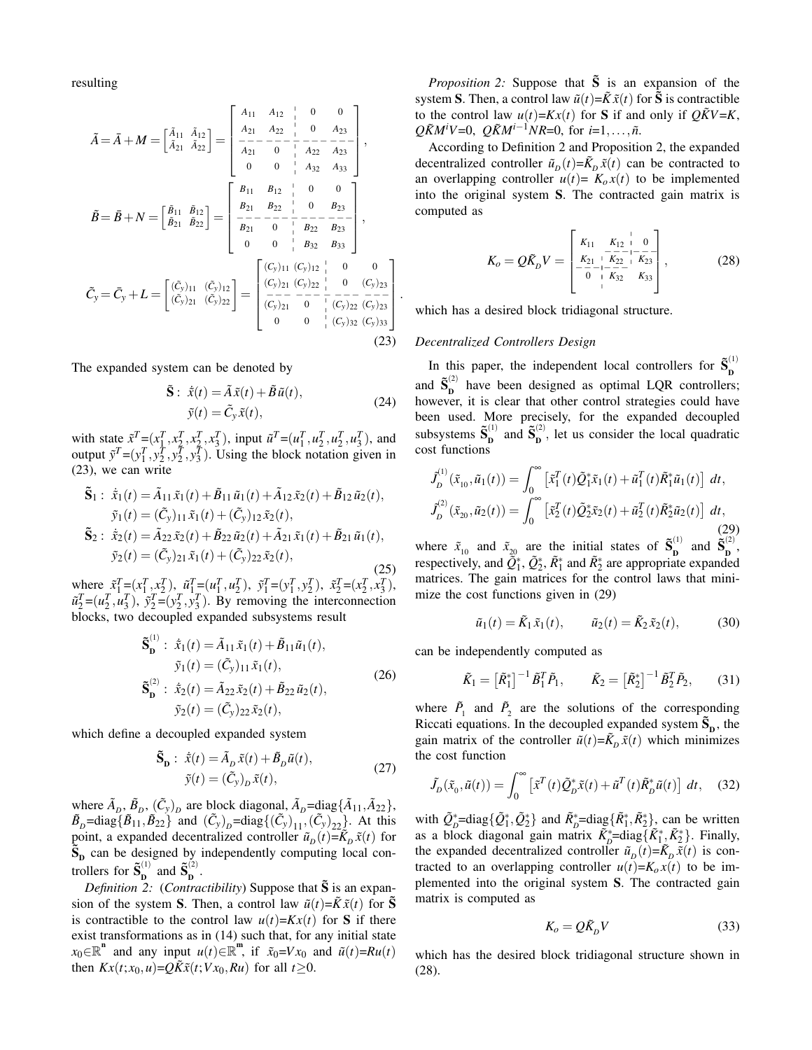resulting

$$
\tilde{A}=\bar{A}+M=\begin{bmatrix}\tilde{A}_{11} & \tilde{A}_{12}\\ \tilde{A}_{21} & \tilde{A}_{22}\end{bmatrix}=\left[\begin{array}{cc|cc} A_{11} & A_{12} & 0 & 0\\ A_{21} & A_{22} & 0 & A_{23}\\ \hline A_{21} & 0 & A_{22} & A_{23}\\ 0 & 0 & A_{32} & A_{33}\end{array}\right],
$$

$$
\tilde{B}=\bar{B}+N=\begin{bmatrix}\tilde{B}_{11} & \tilde{B}_{12}\\ \tilde{B}_{21} & \tilde{B}_{22}\end{bmatrix}=\left[\begin{array}{cc|cc} B_{11} & B_{12} & 0 & 0\\ B_{21} & B_{22} & 0 & B_{23}\\ \hline B_{21} & 0 & B_{22} & B_{23}\\ 0 & 0 & B_{32} & B_{33}\end{array}\right],
$$

$$
\tilde{C}_y=\bar{C}_y+L=\begin{bmatrix}(\tilde{C}_y)_{11} & (\tilde{C}_y)_{12}\\ (\tilde{C}_y)_{21} & (\tilde{C}_y)_{22}\end{bmatrix}=\left[\begin{array}{cc|cc} (C_y)_{11} & (C_y)_{12} & 0 & 0\\ (C_y)_{21} & (C_y)_{22} & 0 & (C_y)_{23}\\ \hline (C_y)_{21} & 0 & (C_y)_{22} & (C_y)_{23}\\ 0 & 0 & (C_y)_{32} & (C_y)_{33}\end{array}\right]. \tag{23}
$$

The expanded system can be denoted by

$$
\begin{aligned}
\tilde{\mathbf{S}}:\ \dot{\tilde{x}}(t) &= \tilde{A}\,\tilde{x}(t)+\tilde{B}\,\tilde{u}(t),\\
\tilde{y}(t) &= \tilde{C}_y\,\tilde{x}(t),
\end{aligned} \tag{24}
$$

with state $\tilde{x}^T=(x_1^T,x_2^T,x_2^T,x_3^T)$, input $\tilde{u}^T=(u_1^T,u_2^T,u_2^T,u_3^T)$, and output $\tilde{y}^T=(y_1^T,y_2^T,y_2^T,y_3^T)$. Using the block notation given in (23), we can write

$$
\begin{aligned}
\tilde{\mathbf{S}}_1:\ \dot{\tilde{x}}_1(t) &= \tilde{A}_{11}\,\tilde{x}_1(t)+\tilde{B}_{11}\,\tilde{u}_1(t)+\tilde{A}_{12}\,\tilde{x}_2(t)+\tilde{B}_{12}\,\tilde{u}_2(t),\\
\tilde{y}_1(t) &= (\tilde{C}_y)_{11}\,\tilde{x}_1(t)+(\tilde{C}_y)_{12}\,\tilde{x}_2(t),\\
\tilde{\mathbf{S}}_2:\ \dot{\tilde{x}}_2(t) &= \tilde{A}_{22}\,\tilde{x}_2(t)+\tilde{B}_{22}\,\tilde{u}_2(t)+\tilde{A}_{21}\,\tilde{x}_1(t)+\tilde{B}_{21}\,\tilde{u}_1(t),\\
\tilde{y}_2(t) &= (\tilde{C}_y)_{21}\,\tilde{x}_1(t)+(\tilde{C}_y)_{22}\,\tilde{x}_2(t),
\end{aligned} \tag{25}
$$

where $\tilde{x}_1^T=(x_1^T,x_2^T)$, $\tilde{u}_1^T=(u_1^T,u_2^T)$, $\tilde{y}_1^T=(y_1^T,y_2^T)$, $\tilde{x}_2^T=(x_2^T,x_3^T)$, $\tilde{u}_2^T=(u_2^T,u_3^T)$, $\tilde{y}_2^T=(y_2^T,y_3^T)$. By removing the interconnection blocks, two decoupled expanded subsystems result

$$
\begin{aligned}
\tilde{\mathbf{S}}_{\mathbf{D}}^{(1)}:\ \dot{\tilde{x}}_1(t) &= \tilde{A}_{11}\,\tilde{x}_1(t)+\tilde{B}_{11}\tilde{u}_1(t),\\
\tilde{y}_1(t) &= (\tilde{C}_y)_{11}\,\tilde{x}_1(t),\\
\tilde{\mathbf{S}}_{\mathbf{D}}^{(2)}:\ \dot{\tilde{x}}_2(t) &= \tilde{A}_{22}\,\tilde{x}_2(t)+\tilde{B}_{22}\,\tilde{u}_2(t),\\
\tilde{y}_2(t) &= (\tilde{C}_y)_{22}\,\tilde{x}_2(t),
\end{aligned} \tag{26}
$$

which define a decoupled expanded system

$$
\begin{aligned}
\tilde{\mathbf{S}}_{\mathbf{D}}:\ \dot{\tilde{x}}(t) &= \tilde{A}_D\,\tilde{x}(t)+\tilde{B}_D\,\tilde{u}(t),\\
\tilde{y}(t) &= (\tilde{C}_y)_D\,\tilde{x}(t),
\end{aligned} \tag{27}
$$

where $\tilde{A}_D$, $\tilde{B}_D$, $(\tilde{C}_y)_D$ are block diagonal, $\tilde{A}_D$=diag$\{\tilde{A}_{11},\tilde{A}_{22}\}$, $\tilde{B}_D$=diag$\{\tilde{B}_{11},\tilde{B}_{22}\}$ and $(\tilde{C}_y)_D$=diag$\{(\tilde{C}_y)_{11},(\tilde{C}_y)_{22}\}$. At this point, a expanded decentralized controller $\tilde{u}_D(t)$=$\tilde{K}_D\,\tilde{x}(t)$ for $\tilde{\mathbf{S}}_{\mathbf{D}}$ can be designed by independently computing local controllers for $\tilde{\mathbf{S}}_{\mathbf{D}}^{(1)}$ and $\tilde{\mathbf{S}}_{\mathbf{D}}^{(2)}$.

*Definition 2:* (*Contractibility*) Suppose that $\tilde{\mathbf{S}}$ is an expansion of the system $\mathbf{S}$. Then, a control law $\tilde{u}(t)$=$\tilde{K}\,\tilde{x}(t)$ for $\tilde{\mathbf{S}}$ is contractible to the control law $u(t)$=$Kx(t)$ for $\mathbf{S}$ if there exist transformations as in (14) such that, for any initial state $x_0\in\mathbb{R}^{\mathbf{n}}$ and any input $u(t)\in\mathbb{R}^{\mathbf{m}}$, if $\tilde{x}_0$=$Vx_0$ and $\tilde{u}(t)$=$Ru(t)$ then $Kx(t;x_0,u)$=$Q\tilde{K}\tilde{x}(t;Vx_0,Ru)$ for all $t\geq 0$.

*Proposition 2:* Suppose that $\tilde{\mathbf{S}}$ is an expansion of the system $\mathbf{S}$. Then, a control law $\tilde{u}(t)$=$\tilde{K}\,\tilde{x}(t)$ for $\tilde{\mathbf{S}}$ is contractible to the control law $u(t)$=$Kx(t)$ for $\mathbf{S}$ if and only if $Q\tilde{K}V$=$K$, $Q\tilde{K}M^iV$=0, $Q\tilde{K}M^{i-1}NR$=0, for $i$=1,…,$\tilde{n}$.

According to Definition 2 and Proposition 2, the expanded decentralized controller $\tilde{u}_D(t)$=$\tilde{K}_D\,\tilde{x}(t)$ can be contracted to an overlapping controller $u(t)$= $K_o\,x(t)$ to be implemented into the original system $\mathbf{S}$. The contracted gain matrix is computed as

$$
K_o=Q\tilde{K}_D V=\left[\begin{array}{c|c|c} K_{11} & K_{12} & 0\\ \hline K_{21} & K_{22} & K_{23}\\ \hline 0 & K_{32} & K_{33}\end{array}\right], \tag{28}
$$

which has a desired block tridiagonal structure.

### *Decentralized Controllers Design*

In this paper, the independent local controllers for $\tilde{\mathbf{S}}_{\mathbf{D}}^{(1)}$ and $\tilde{\mathbf{S}}_{\mathbf{D}}^{(2)}$ have been designed as optimal LQR controllers; however, it is clear that other control strategies could have been used. More precisely, for the expanded decoupled subsystems $\tilde{\mathbf{S}}_{\mathbf{D}}^{(1)}$ and $\tilde{\mathbf{S}}_{\mathbf{D}}^{(2)}$, let us consider the local quadratic cost functions

$$
\begin{aligned}
\tilde{J}_D^{(1)}(\tilde{x}_{10},\tilde{u}_1(t)) &= \int_0^\infty \left[\tilde{x}_1^T(t)\tilde{Q}_1^*\tilde{x}_1(t)+\tilde{u}_1^T(t)\tilde{R}_1^*\tilde{u}_1(t)\right]\,dt,\\
\tilde{J}_D^{(2)}(\tilde{x}_{20},\tilde{u}_2(t)) &= \int_0^\infty \left[\tilde{x}_2^T(t)\tilde{Q}_2^*\tilde{x}_2(t)+\tilde{u}_2^T(t)\tilde{R}_2^*\tilde{u}_2(t)\right]\,dt,
\end{aligned} \tag{29}
$$

where $\tilde{x}_{10}$ and $\tilde{x}_{20}$ are the initial states of $\tilde{\mathbf{S}}_{\mathbf{D}}^{(1)}$ and $\tilde{\mathbf{S}}_{\mathbf{D}}^{(2)}$, respectively, and $\tilde{Q}_1^*$, $\tilde{Q}_2^*$, $\tilde{R}_1^*$ and $\tilde{R}_2^*$ are appropriate expanded matrices. The gain matrices for the control laws that minimize the cost functions given in (29)

$$
\tilde{u}_1(t)=\tilde{K}_1\,\tilde{x}_1(t),\qquad \tilde{u}_2(t)=\tilde{K}_2\,\tilde{x}_2(t), \tag{30}
$$

can be independently computed as

$$
\tilde{K}_1=\left[\tilde{R}_1^*\right]^{-1}\tilde{B}_1^T\tilde{P}_1,\qquad \tilde{K}_2=\left[\tilde{R}_2^*\right]^{-1}\tilde{B}_2^T\tilde{P}_2, \tag{31}
$$

where $\tilde{P}_1$ and $\tilde{P}_2$ are the solutions of the corresponding Riccati equations. In the decoupled expanded system $\tilde{\mathbf{S}}_{\mathbf{D}}$, the gain matrix of the controller $\tilde{u}(t)$=$\tilde{K}_D\,\tilde{x}(t)$ which minimizes the cost function

$$
\tilde{J}_D(\tilde{x}_0,\tilde{u}(t))=\int_0^\infty \left[\tilde{x}^T(t)\tilde{Q}_D^*\tilde{x}(t)+\tilde{u}^T(t)\tilde{R}_D^*\tilde{u}(t)\right]\,dt, \tag{32}
$$

with $\tilde{Q}_D^*$=diag$\{\tilde{Q}_1^*,\tilde{Q}_2^*\}$ and $\tilde{R}_D^*$=diag$\{\tilde{R}_1^*,\tilde{R}_2^*\}$, can be written as a block diagonal gain matrix $\tilde{K}_D^*$=diag$\{\tilde{K}_1^*,\tilde{K}_2^*\}$. Finally, the expanded decentralized controller $\tilde{u}_D(t)$=$\tilde{K}_D\,\tilde{x}(t)$ is contracted to an overlapping controller $u(t)$=$K_o\,x(t)$ to be implemented into the original system $\mathbf{S}$. The contracted gain matrix is computed as

$$
K_o=Q\tilde{K}_D V \tag{33}
$$

which has the desired block tridiagonal structure shown in (28).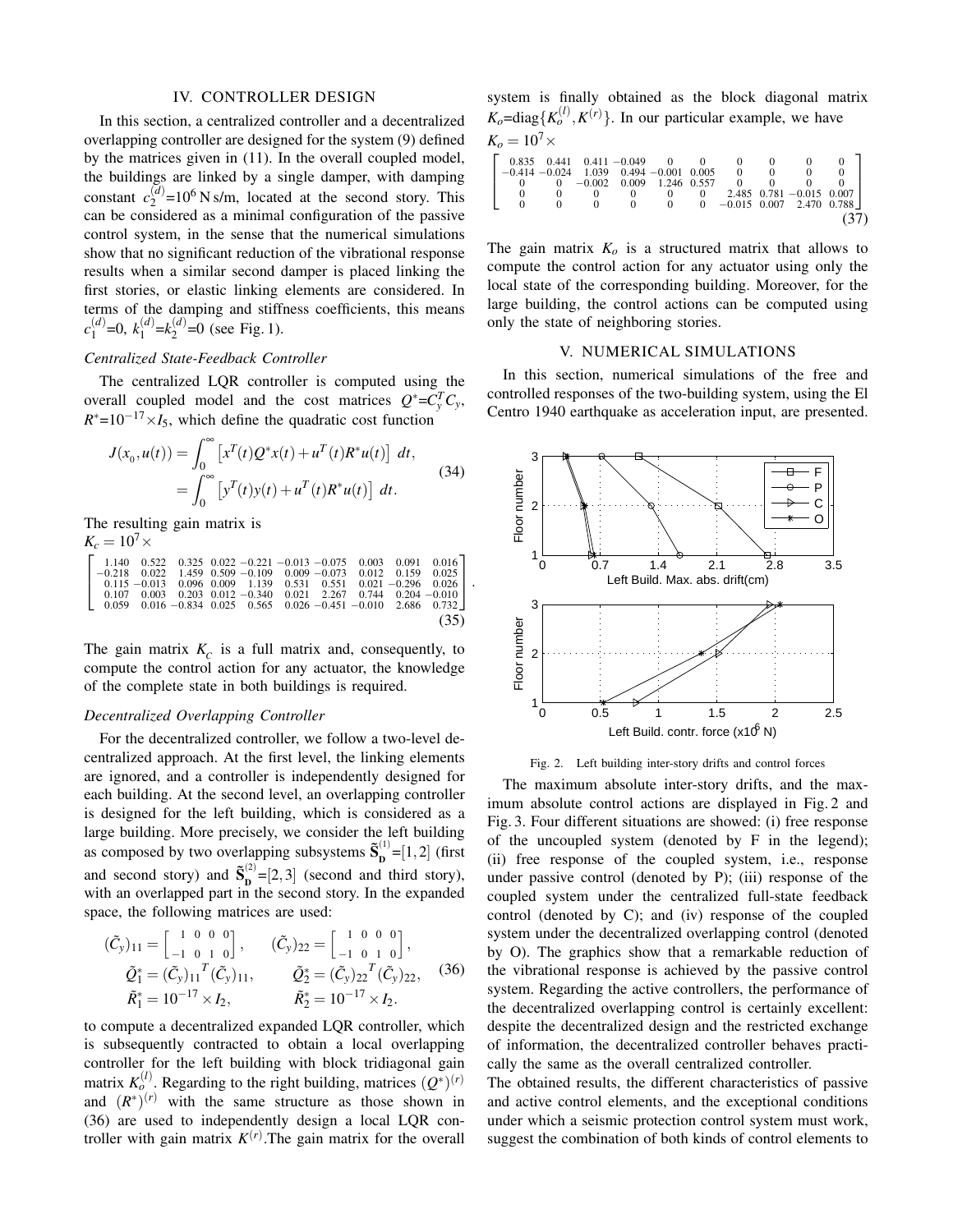## IV. CONTROLLER DESIGN

In this section, a centralized controller and a decentralized overlapping controller are designed for the system (9) defined by the matrices given in (11). In the overall coupled model, the buildings are linked by a single damper, with damping constant $c_2^{(d)}$=$10^6$ N s/m, located at the second story. This can be considered as a minimal configuration of the passive control system, in the sense that the numerical simulations show that no significant reduction of the vibrational response results when a similar second damper is placed linking the first stories, or elastic linking elements are considered. In terms of the damping and stiffness coefficients, this means $c_1^{(d)}$=0, $k_1^{(d)}$=$k_2^{(d)}$=0 (see Fig. 1).

### *Centralized State-Feedback Controller*

The centralized LQR controller is computed using the overall coupled model and the cost matrices $Q^*$=$C_y^T C_y$, $R^*$=$10^{-17}\times I_5$, which define the quadratic cost function

$$
\begin{aligned}
J(x_0, u(t)) &= \int_0^\infty \left[x^T(t) Q^* x(t) + u^T(t) R^* u(t)\right] dt, \\
&= \int_0^\infty \left[y^T(t) y(t) + u^T(t) R^* u(t)\right] dt.
\end{aligned}
\tag{34}
$$

The resulting gain matrix is

$$
K_c = 10^7 \times
\begin{bmatrix}
1.140 & 0.522 & 0.325 & 0.022 & -0.221 & -0.013 & -0.075 & 0.003 & 0.091 & 0.016 \\
-0.218 & 0.022 & 1.459 & 0.509 & -0.109 & 0.009 & -0.073 & 0.012 & 0.159 & 0.025 \\
0.115 & -0.013 & 0.096 & 0.009 & 1.139 & 0.531 & 0.551 & 0.021 & -0.296 & 0.026 \\
0.107 & 0.003 & 0.203 & 0.012 & -0.340 & 0.021 & 2.267 & 0.744 & 0.204 & -0.010 \\
0.059 & 0.016 & -0.834 & 0.025 & 0.565 & 0.026 & -0.451 & -0.010 & 2.686 & 0.732
\end{bmatrix}.
\tag{35}
$$

The gain matrix $K_c$ is a full matrix and, consequently, to compute the control action for any actuator, the knowledge of the complete state in both buildings is required.

### *Decentralized Overlapping Controller*

For the decentralized controller, we follow a two-level decentralized approach. At the first level, the linking elements are ignored, and a controller is independently designed for each building. At the second level, an overlapping controller is designed for the left building, which is considered as a large building. More precisely, we consider the left building as composed by two overlapping subsystems $\tilde{\mathbf{S}}_{\mathbf{D}}^{(1)}$=[1,2] (first and second story) and $\tilde{\mathbf{S}}_{\mathbf{D}}^{(2)}$=[2,3] (second and third story), with an overlapped part in the second story. In the expanded space, the following matrices are used:

$$
\begin{aligned}
(\tilde{C}_y)_{11} &= \begin{bmatrix} 1 & 0 & 0 & 0 \\ -1 & 0 & 1 & 0 \end{bmatrix}, & (\tilde{C}_y)_{22} &= \begin{bmatrix} 1 & 0 & 0 & 0 \\ -1 & 0 & 1 & 0 \end{bmatrix}, \\
\tilde{Q}_1^* &= (\tilde{C}_y)_{11}{}^T (\tilde{C}_y)_{11}, & \tilde{Q}_2^* &= (\tilde{C}_y)_{22}{}^T (\tilde{C}_y)_{22}, \\
\tilde{R}_1^* &= 10^{-17}\times I_2, & \tilde{R}_2^* &= 10^{-17}\times I_2.
\end{aligned}
\tag{36}
$$

to compute a decentralized expanded LQR controller, which is subsequently contracted to obtain a local overlapping controller for the left building with block tridiagonal gain matrix $K_o^{(l)}$. Regarding to the right building, matrices $(Q^*)^{(r)}$ and $(R^*)^{(r)}$ with the same structure as those shown in (36) are used to independently design a local LQR controller with gain matrix $K^{(r)}$. The gain matrix for the overall system is finally obtained as the block diagonal matrix $K_o$=diag$\{K_o^{(l)}, K^{(r)}\}$. In our particular example, we have

$$
K_o = 10^7 \times
\begin{bmatrix}
0.835 & 0.441 & 0.411 & -0.049 & 0 & 0 & 0 & 0 & 0 & 0 \\
-0.414 & -0.024 & 1.039 & 0.494 & -0.001 & 0.005 & 0 & 0 & 0 & 0 \\
0 & 0 & -0.002 & 0.009 & 1.246 & 0.557 & 0 & 0 & 0 & 0 \\
0 & 0 & 0 & 0 & 0 & 0 & 2.485 & 0.781 & -0.015 & 0.007 \\
0 & 0 & 0 & 0 & 0 & 0 & -0.015 & 0.007 & 2.470 & 0.788
\end{bmatrix}
\tag{37}
$$

The gain matrix $K_o$ is a structured matrix that allows to compute the control action for any actuator using only the local state of the corresponding building. Moreover, for the large building, the control actions can be computed using only the state of neighboring stories.

## V. NUMERICAL SIMULATIONS

In this section, numerical simulations of the free and controlled responses of the two-building system, using the El Centro 1940 earthquake as acceleration input, are presented.

Fig. 2. Left building inter-story drifts and control forces

The maximum absolute inter-story drifts, and the maximum absolute control actions are displayed in Fig. 2 and Fig. 3. Four different situations are showed: (i) free response of the uncoupled system (denoted by F in the legend); (ii) free response of the coupled system, i.e., response under passive control (denoted by P); (iii) response of the coupled system under the centralized full-state feedback control (denoted by C); and (iv) response of the coupled system under the decentralized overlapping control (denoted by O). The graphics show that a remarkable reduction of the vibrational response is achieved by the passive control system. Regarding the active controllers, the performance of the decentralized overlapping control is certainly excellent: despite the decentralized design and the restricted exchange of information, the decentralized controller behaves practically the same as the overall centralized controller.

The obtained results, the different characteristics of passive and active control elements, and the exceptional conditions under which a seismic protection control system must work, suggest the combination of both kinds of control elements to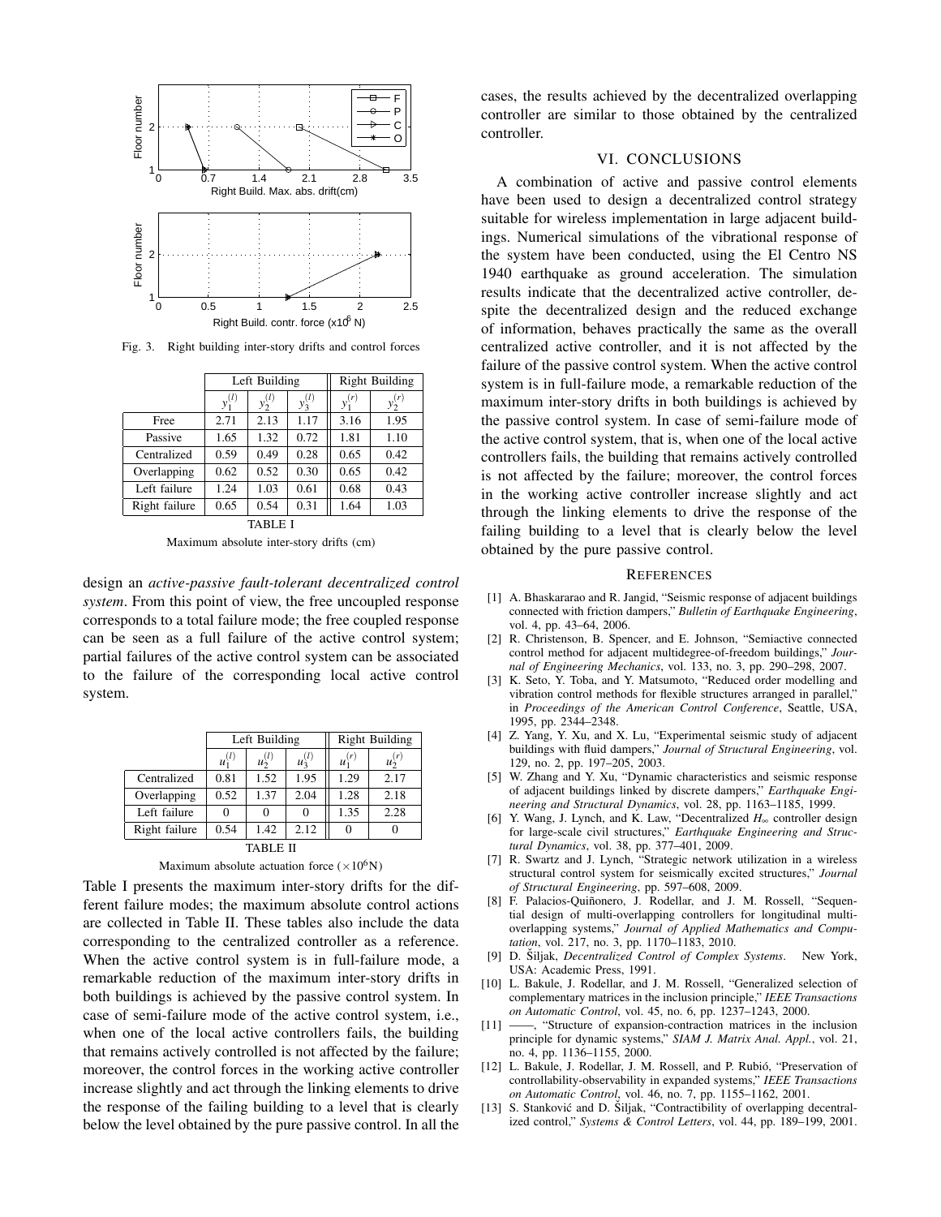Floor number
F
P
C
O
2
1
0 0.7 1.4 2.1 2.8 3.5
Right Build. Max. abs. drift(cm)

Floor number
2
1
0 0.5 1 1.5 2 2.5
Right Build. contr. force (x10$^6$ N)

Fig. 3. Right building inter-story drifts and control forces

| | Left Building | | | Right Building | |
|---|---|---|---|---|---|
| | $y_1^{(l)}$ | $y_2^{(l)}$ | $y_3^{(l)}$ | $y_1^{(r)}$ | $y_2^{(r)}$ |
| Free | 2.71 | 2.13 | 1.17 | 3.16 | 1.95 |
| Passive | 1.65 | 1.32 | 0.72 | 1.81 | 1.10 |
| Centralized | 0.59 | 0.49 | 0.28 | 0.65 | 0.42 |
| Overlapping | 0.62 | 0.52 | 0.30 | 0.65 | 0.42 |
| Left failure | 1.24 | 1.03 | 0.61 | 0.68 | 0.43 |
| Right failure | 0.65 | 0.54 | 0.31 | 1.64 | 1.03 |

TABLE I

Maximum absolute inter-story drifts (cm)

design an *active-passive fault-tolerant decentralized control system*. From this point of view, the free uncoupled response corresponds to a total failure mode; the free coupled response can be seen as a full failure of the active control system; partial failures of the active control system can be associated to the failure of the corresponding local active control system.

| | Left Building | | | Right Building | |
|---|---|---|---|---|---|
| | $u_1^{(l)}$ | $u_2^{(l)}$ | $u_3^{(l)}$ | $u_1^{(r)}$ | $u_2^{(r)}$ |
| Centralized | 0.81 | 1.52 | 1.95 | 1.29 | 2.17 |
| Overlapping | 0.52 | 1.37 | 2.04 | 1.28 | 2.18 |
| Left failure | 0 | 0 | 0 | 1.35 | 2.28 |
| Right failure | 0.54 | 1.42 | 2.12 | 0 | 0 |

TABLE II

Maximum absolute actuation force ($\times 10^6$N)

Table I presents the maximum inter-story drifts for the different failure modes; the maximum absolute control actions are collected in Table II. These tables also include the data corresponding to the centralized controller as a reference. When the active control system is in full-failure mode, a remarkable reduction of the maximum inter-story drifts in both buildings is achieved by the passive control system. In case of semi-failure mode of the active control system, i.e., when one of the local active controllers fails, the building that remains actively controlled is not affected by the failure; moreover, the control forces in the working active controller increase slightly and act through the linking elements to drive the response of the failing building to a level that is clearly below the level obtained by the pure passive control. In all the cases, the results achieved by the decentralized overlapping controller are similar to those obtained by the centralized controller.

## VI. CONCLUSIONS

A combination of active and passive control elements have been used to design a decentralized control strategy suitable for wireless implementation in large adjacent buildings. Numerical simulations of the vibrational response of the system have been conducted, using the El Centro NS 1940 earthquake as ground acceleration. The simulation results indicate that the decentralized active controller, despite the decentralized design and the reduced exchange of information, behaves practically the same as the overall centralized active controller, and it is not affected by the failure of the passive control system. When the active control system is in full-failure mode, a remarkable reduction of the maximum inter-story drifts in both buildings is achieved by the passive control system. In case of semi-failure mode of the active control system, that is, when one of the local active controllers fails, the building that remains actively controlled is not affected by the failure; moreover, the control forces in the working active controller increase slightly and act through the linking elements to drive the response of the failing building to a level that is clearly below the level obtained by the pure passive control.

## REFERENCES

[1] A. Bhaskararao and R. Jangid, "Seismic response of adjacent buildings connected with friction dampers," *Bulletin of Earthquake Engineering*, vol. 4, pp. 43–64, 2006.

[2] R. Christenson, B. Spencer, and E. Johnson, "Semiactive connected control method for adjacent multidegree-of-freedom buildings," *Journal of Engineering Mechanics*, vol. 133, no. 3, pp. 290–298, 2007.

[3] K. Seto, Y. Toba, and Y. Matsumoto, "Reduced order modelling and vibration control methods for flexible structures arranged in parallel," in *Proceedings of the American Control Conference*, Seattle, USA, 1995, pp. 2344–2348.

[4] Z. Yang, Y. Xu, and X. Lu, "Experimental seismic study of adjacent buildings with fluid dampers," *Journal of Structural Engineering*, vol. 129, no. 2, pp. 197–205, 2003.

[5] W. Zhang and Y. Xu, "Dynamic characteristics and seismic response of adjacent buildings linked by discrete dampers," *Earthquake Engineering and Structural Dynamics*, vol. 28, pp. 1163–1185, 1999.

[6] Y. Wang, J. Lynch, and K. Law, "Decentralized $H_\infty$ controller design for large-scale civil structures," *Earthquake Engineering and Structural Dynamics*, vol. 38, pp. 377–401, 2009.

[7] R. Swartz and J. Lynch, "Strategic network utilization in a wireless structural control system for seismically excited structures," *Journal of Structural Engineering*, pp. 597–608, 2009.

[8] F. Palacios-Quiñonero, J. Rodellar, and J. M. Rossell, "Sequential design of multi-overlapping controllers for longitudinal multi-overlapping systems," *Journal of Applied Mathematics and Computation*, vol. 217, no. 3, pp. 1170–1183, 2010.

[9] D. Šiljak, *Decentralized Control of Complex Systems*. New York, USA: Academic Press, 1991.

[10] L. Bakule, J. Rodellar, and J. M. Rossell, "Generalized selection of complementary matrices in the inclusion principle," *IEEE Transactions on Automatic Control*, vol. 45, no. 6, pp. 1237–1243, 2000.

[11] ——, "Structure of expansion-contraction matrices in the inclusion principle for dynamic systems," *SIAM J. Matrix Anal. Appl.*, vol. 21, no. 4, pp. 1136–1155, 2000.

[12] L. Bakule, J. Rodellar, J. M. Rossell, and P. Rubió, "Preservation of controllability-observability in expanded systems," *IEEE Transactions on Automatic Control*, vol. 46, no. 7, pp. 1155–1162, 2001.

[13] S. Stanković and D. Šiljak, "Contractibility of overlapping decentralized control," *Systems & Control Letters*, vol. 44, pp. 189–199, 2001.